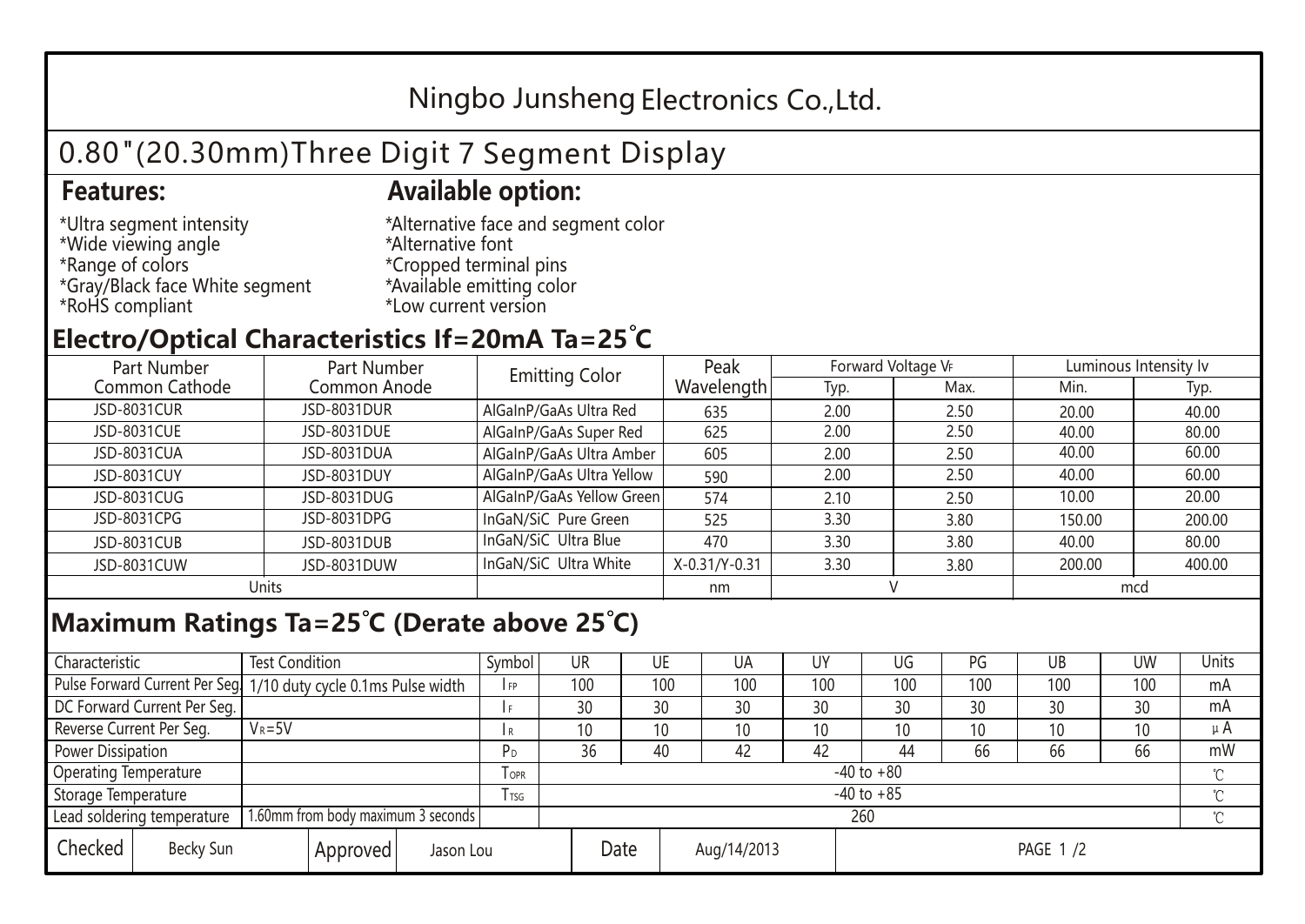# Ningbo Junsheng Electronics Co.,Ltd.

## 0.80"(20.30mm)Three Digit 7 Segment Display

### Features:

*Ultra segment intensity
*Wide viewing angle
*Range of colors
*Gray/Black face White segment
*RoHS compliant

### Available option:

*Alternative face and segment color
*Alternative font
*Cropped terminal pins
*Available emitting color
*Low current version

### Electro/Optical Characteristics If=20mA Ta=25°C

| Part Number Common Cathode | Part Number Common Anode | Emitting Color | Peak Wavelength | Forward Voltage $V_F$ | | Luminous Intensity Iv | |
|---|---|---|---|---|---|---|---|
| | | | | Typ. | Max. | Min. | Typ. |
| JSD-8031CUR | JSD-8031DUR | AlGaInP/GaAs Ultra Red | 635 | 2.00 | 2.50 | 20.00 | 40.00 |
| JSD-8031CUE | JSD-8031DUE | AlGaInP/GaAs Super Red | 625 | 2.00 | 2.50 | 40.00 | 80.00 |
| JSD-8031CUA | JSD-8031DUA | AlGaInP/GaAs Ultra Amber | 605 | 2.00 | 2.50 | 40.00 | 60.00 |
| JSD-8031CUY | JSD-8031DUY | AlGaInP/GaAs Ultra Yellow | 590 | 2.00 | 2.50 | 40.00 | 60.00 |
| JSD-8031CUG | JSD-8031DUG | AlGaInP/GaAs Yellow Green | 574 | 2.10 | 2.50 | 10.00 | 20.00 |
| JSD-8031CPG | JSD-8031DPG | InGaN/SiC Pure Green | 525 | 3.30 | 3.80 | 150.00 | 200.00 |
| JSD-8031CUB | JSD-8031DUB | InGaN/SiC Ultra Blue | 470 | 3.30 | 3.80 | 40.00 | 80.00 |
| JSD-8031CUW | JSD-8031DUW | InGaN/SiC Ultra White | X-0.31/Y-0.31 | 3.30 | 3.80 | 200.00 | 400.00 |
| Units | | | nm | V | | mcd | |

### Maximum Ratings Ta=25°C (Derate above 25°C)

| Characteristic | Test Condition | Symbol | UR | UE | UA | UY | UG | PG | UB | UW | Units |
|---|---|---|---|---|---|---|---|---|---|---|---|
| Pulse Forward Current Per Seg. | 1/10 duty cycle 0.1ms Pulse width | $I_{FP}$ | 100 | 100 | 100 | 100 | 100 | 100 | 100 | 100 | mA |
| DC Forward Current Per Seg. | | $I_F$ | 30 | 30 | 30 | 30 | 30 | 30 | 30 | 30 | mA |
| Reverse Current Per Seg. | $V_R$=5V | $I_R$ | 10 | 10 | 10 | 10 | 10 | 10 | 10 | 10 | μA |
| Power Dissipation | | $P_D$ | 36 | 40 | 42 | 42 | 44 | 66 | 66 | 66 | mW |
| Operating Temperature | | $T_{OPR}$ | -40 to +80 | | | | | | | | ℃ |
| Storage Temperature | | $T_{TSG}$ | -40 to +85 | | | | | | | | ℃ |
| Lead soldering temperature | 1.60mm from body maximum 3 seconds | | 260 | | | | | | | | ℃ |

| Checked | Becky Sun | Approved | Jason Lou | Date | Aug/14/2013 | PAGE 1 /2 |
|---|---|---|---|---|---|---|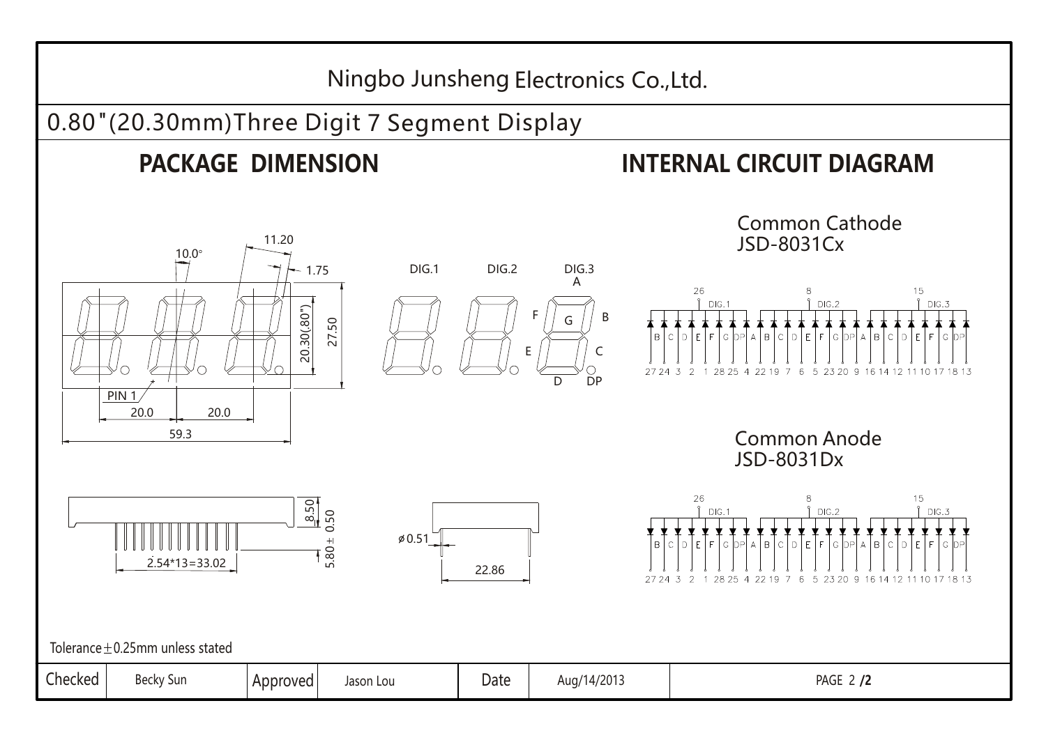# Ningbo Junsheng Electronics Co.,Ltd.

## 0.80"(20.30mm)Three Digit 7 Segment Display

## PACKAGE DIMENSION

10.0°

11.20

1.75

20.30(.80")

27.50

PIN 1

20.0

20.0

59.3

DIG.1 DIG.2 DIG.3

A B C D E F G DP

8.50

5.80± 0.50

2.54*13=33.02

ø0.51

22.86

## INTERNAL CIRCUIT DIAGRAM

Common Cathode
JSD-8031Cx

26 DIG.1 8 DIG.2 15 DIG.3

B C D E F G DP A B C D E F G DP A B C D E F G DP

27 24 3 2 1 28 25 4 22 19 7 6 5 23 20 9 16 14 12 11 10 17 18 13

Common Anode
JSD-8031Dx

26 DIG.1 8 DIG.2 15 DIG.3

B C D E F G DP A B C D E F G DP A B C D E F G DP

27 24 3 2 1 28 25 4 22 19 7 6 5 23 20 9 16 14 12 11 10 17 18 13

Tolerance ± 0.25mm unless stated

| Checked | Becky Sun | Approved | Jason Lou | Date | Aug/14/2013 |
|---|---|---|---|---|---|